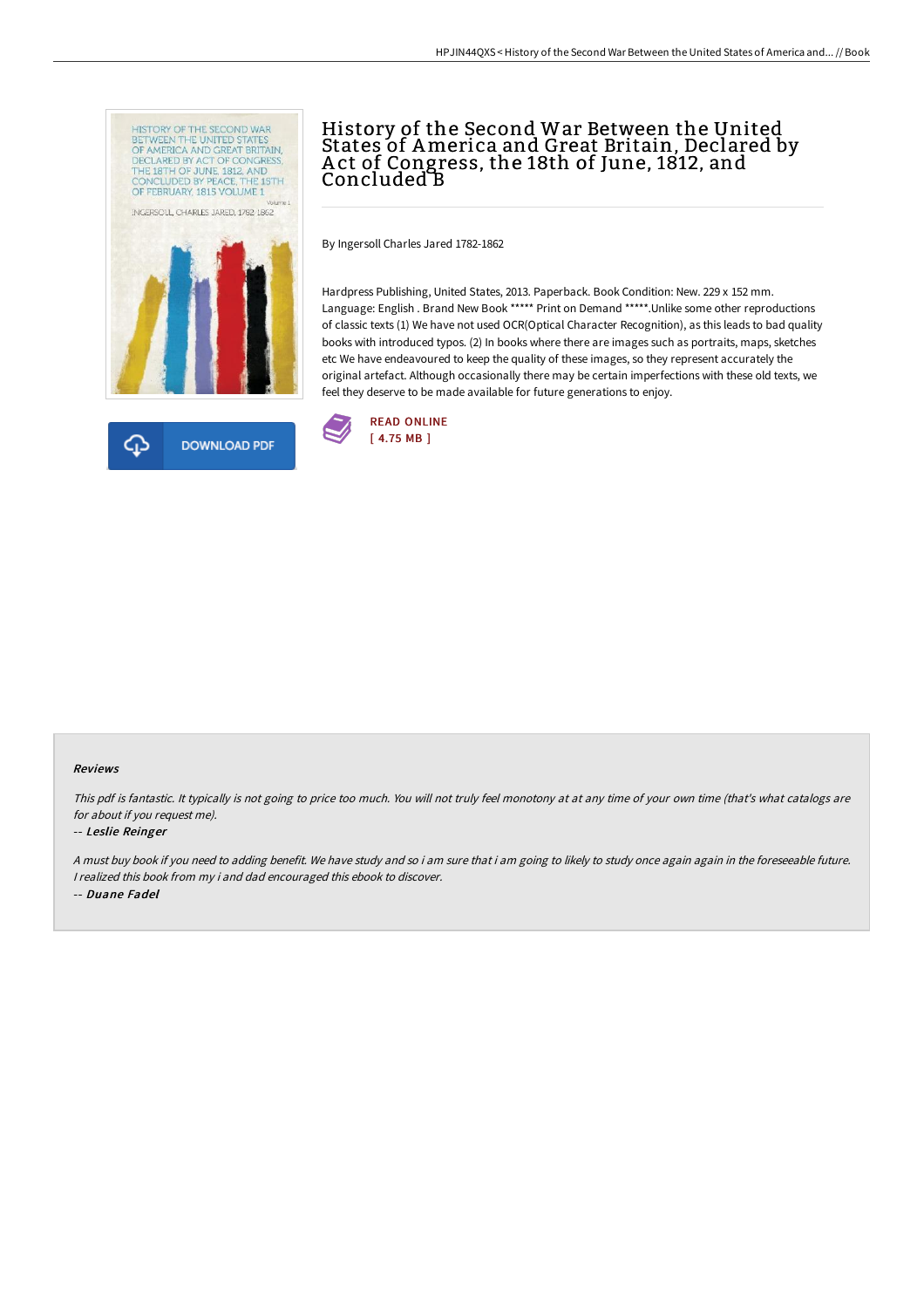# History of the Second War Between the United States of America and Great Britain, Declared by Act of Congress, the 18th of June, 1812, and Concluded B

By Ingersoll Charles Jared 1782-1862

Hardpress Publishing, United States, 2013. Paperback. Book Condition: New. 229 x 152 mm. Language: English . Brand New Book ***** Print on Demand *****.Unlike some other reproductions of classic texts (1) We have not used OCR(Optical Character Recognition), as this leads to bad quality books with introduced typos. (2) In books where there are images such as portraits, maps, sketches etc We have endeavoured to keep the quality of these images, so they represent accurately the original artefact. Although occasionally there may be certain imperfections with these old texts, we feel they deserve to be made available for future generations to enjoy.

DOWNLOAD PDF

READ ONLINE
[ 4.75 MB ]

## Reviews

*This pdf is fantastic. It typically is not going to price too much. You will not truly feel monotony at at any time of your own time (that's what catalogs are for about if you request me).*

-- *Leslie Reinger*

*A must buy book if you need to adding benefit. We have study and so i am sure that i am going to likely to study once again again in the foreseeable future. I realized this book from my i and dad encouraged this ebook to discover.*

-- *Duane Fadel*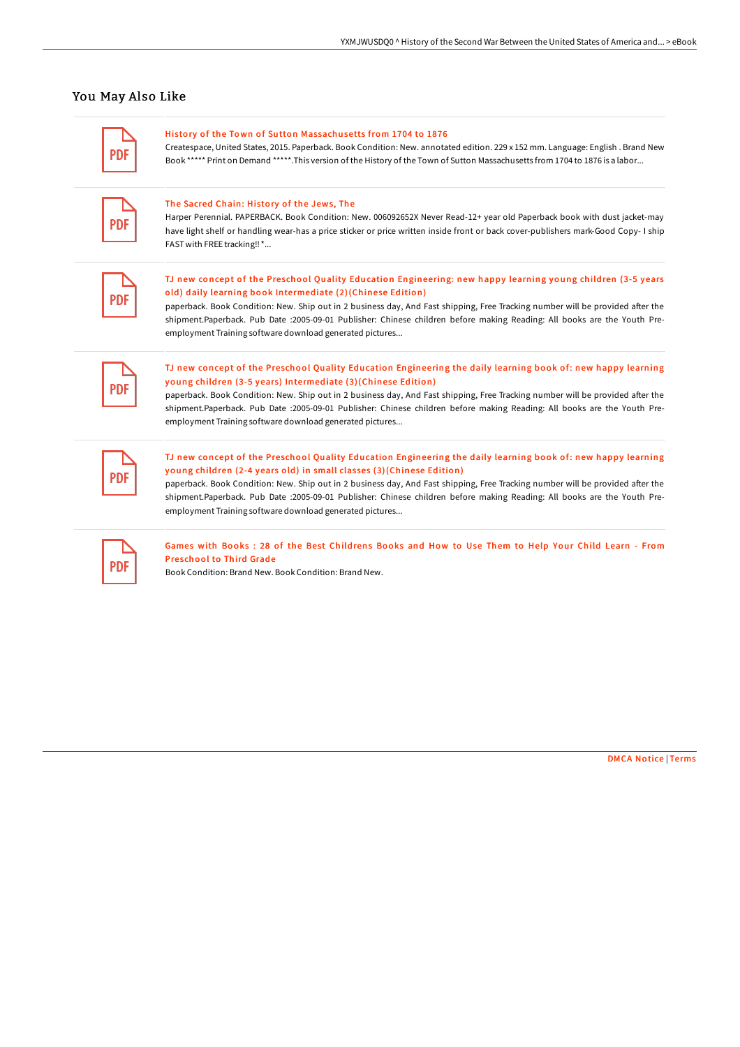## You May Also Like

PDF

### History of the Town of Sutton Massachusetts from 1704 to 1876

Createspace, United States, 2015. Paperback. Book Condition: New. annotated edition. 229 x 152 mm. Language: English . Brand New Book ***** Print on Demand *****.This version of the History of the Town of Sutton Massachusetts from 1704 to 1876 is a labor...

PDF

### The Sacred Chain: History of the Jews, The

Harper Perennial. PAPERBACK. Book Condition: New. 006092652X Never Read-12+ year old Paperback book with dust jacket-may have light shelf or handling wear-has a price sticker or price written inside front or back cover-publishers mark-Good Copy- I ship FAST with FREE tracking!! *...

PDF

### TJ new concept of the Preschool Quality Education Engineering: new happy learning young children (3-5 years old) daily learning book Intermediate (2)(Chinese Edition)

paperback. Book Condition: New. Ship out in 2 business day, And Fast shipping, Free Tracking number will be provided after the shipment.Paperback. Pub Date :2005-09-01 Publisher: Chinese children before making Reading: All books are the Youth Pre-employment Training software download generated pictures...

PDF

### TJ new concept of the Preschool Quality Education Engineering the daily learning book of: new happy learning young children (3-5 years) Intermediate (3)(Chinese Edition)

paperback. Book Condition: New. Ship out in 2 business day, And Fast shipping, Free Tracking number will be provided after the shipment.Paperback. Pub Date :2005-09-01 Publisher: Chinese children before making Reading: All books are the Youth Pre-employment Training software download generated pictures...

PDF

### TJ new concept of the Preschool Quality Education Engineering the daily learning book of: new happy learning young children (2-4 years old) in small classes (3)(Chinese Edition)

paperback. Book Condition: New. Ship out in 2 business day, And Fast shipping, Free Tracking number will be provided after the shipment.Paperback. Pub Date :2005-09-01 Publisher: Chinese children before making Reading: All books are the Youth Pre-employment Training software download generated pictures...

PDF

### Games with Books : 28 of the Best Childrens Books and How to Use Them to Help Your Child Learn - From Preschool to Third Grade

Book Condition: Brand New. Book Condition: Brand New.

DMCA Notice | Terms